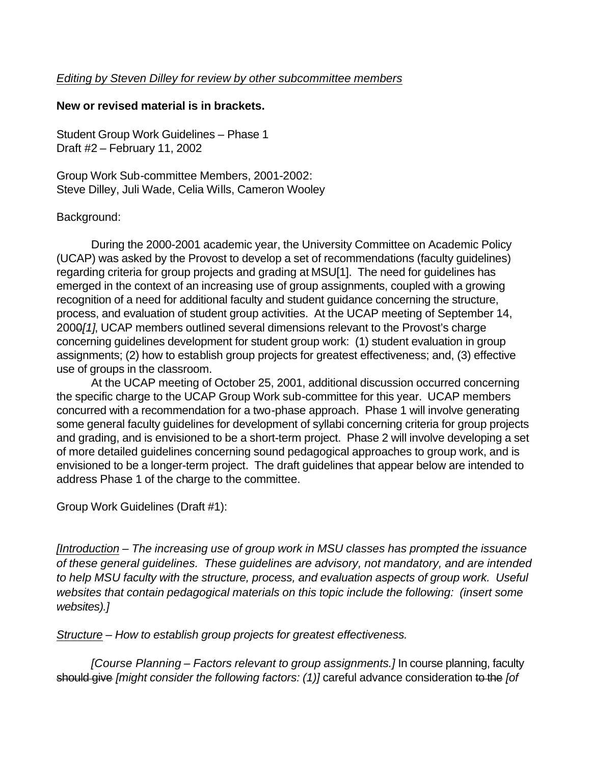*Editing by Steven Dilley for review by other subcommittee members*

**New or revised material is in brackets.**

Student Group Work Guidelines – Phase 1
Draft #2 – February 11, 2002

Group Work Sub-committee Members, 2001-2002:
Steve Dilley, Juli Wade, Celia Wills, Cameron Wooley

Background:

During the 2000-2001 academic year, the University Committee on Academic Policy (UCAP) was asked by the Provost to develop a set of recommendations (faculty guidelines) regarding criteria for group projects and grading at MSU[1]. The need for guidelines has emerged in the context of an increasing use of group assignments, coupled with a growing recognition of a need for additional faculty and student guidance concerning the structure, process, and evaluation of student group activities. At the UCAP meeting of September 14, 2000*[1]*, UCAP members outlined several dimensions relevant to the Provost's charge concerning guidelines development for student group work: (1) student evaluation in group assignments; (2) how to establish group projects for greatest effectiveness; and, (3) effective use of groups in the classroom.

At the UCAP meeting of October 25, 2001, additional discussion occurred concerning the specific charge to the UCAP Group Work sub-committee for this year. UCAP members concurred with a recommendation for a two-phase approach. Phase 1 will involve generating some general faculty guidelines for development of syllabi concerning criteria for group projects and grading, and is envisioned to be a short-term project. Phase 2 will involve developing a set of more detailed guidelines concerning sound pedagogical approaches to group work, and is envisioned to be a longer-term project. The draft guidelines that appear below are intended to address Phase 1 of the charge to the committee.

Group Work Guidelines (Draft #1):

*[Introduction – The increasing use of group work in MSU classes has prompted the issuance of these general guidelines. These guidelines are advisory, not mandatory, and are intended to help MSU faculty with the structure, process, and evaluation aspects of group work. Useful websites that contain pedagogical materials on this topic include the following: (insert some websites).]*

*Structure – How to establish group projects for greatest effectiveness.*

*[Course Planning – Factors relevant to group assignments.]* In course planning, faculty ~~should give~~ *[might consider the following factors: (1)]* careful advance consideration ~~to the~~ *[of*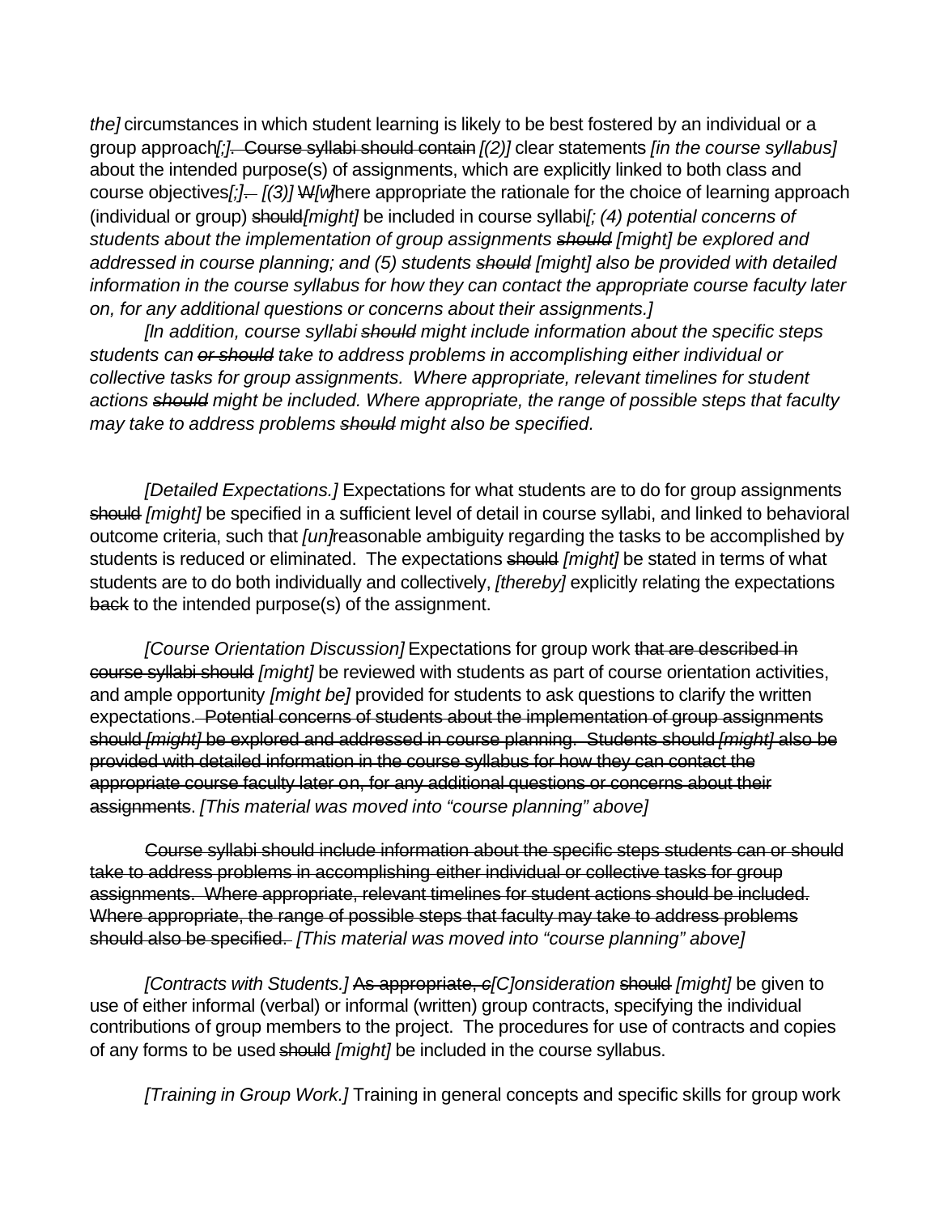*the]* circumstances in which student learning is likely to be best fostered by an individual or a group approach*[;]*. ~~Course syllabi should contain~~ *[(2)]* clear statements *[in the course syllabus]* about the intended purpose(s) of assignments, which are explicitly linked to both class and course objectives*[;]*~~.~~ *[(3)]* ~~W~~*[w]*here appropriate the rationale for the choice of learning approach (individual or group) ~~should~~*[might]* be included in course syllabi*[; (4) potential concerns of students about the implementation of group assignments ~~should~~ [might] be explored and addressed in course planning; and (5) students ~~should~~ [might] also be provided with detailed information in the course syllabus for how they can contact the appropriate course faculty later on, for any additional questions or concerns about their assignments.]*

*[In addition, course syllabi ~~should~~ might include information about the specific steps students can ~~or should~~ take to address problems in accomplishing either individual or collective tasks for group assignments. Where appropriate, relevant timelines for student actions ~~should~~ might be included. Where appropriate, the range of possible steps that faculty may take to address problems ~~should~~ might also be specified.*

*[Detailed Expectations.]* Expectations for what students are to do for group assignments ~~should~~ *[might]* be specified in a sufficient level of detail in course syllabi, and linked to behavioral outcome criteria, such that *[un]*reasonable ambiguity regarding the tasks to be accomplished by students is reduced or eliminated. The expectations ~~should~~ *[might]* be stated in terms of what students are to do both individually and collectively, *[thereby]* explicitly relating the expectations ~~back~~ to the intended purpose(s) of the assignment.

*[Course Orientation Discussion]* Expectations for group work ~~that are described in course syllabi should~~ *[might]* be reviewed with students as part of course orientation activities, and ample opportunity *[might be]* provided for students to ask questions to clarify the written expectations. ~~Potential concerns of students about the implementation of group assignments should *[might]* be explored and addressed in course planning. Students should *[might]* also be provided with detailed information in the course syllabus for how they can contact the appropriate course faculty later on, for any additional questions or concerns about their assignments~~. *[This material was moved into "course planning" above]*

~~Course syllabi should include information about the specific steps students can or should take to address problems in accomplishing either individual or collective tasks for group assignments. Where appropriate, relevant timelines for student actions should be included. Where appropriate, the range of possible steps that faculty may take to address problems should also be specified.~~ *[This material was moved into "course planning" above]*

*[Contracts with Students.]* ~~As appropriate, c~~*[C]onsideration* ~~should~~ *[might]* be given to use of either informal (verbal) or informal (written) group contracts, specifying the individual contributions of group members to the project. The procedures for use of contracts and copies of any forms to be used ~~should~~ *[might]* be included in the course syllabus.

*[Training in Group Work.]* Training in general concepts and specific skills for group work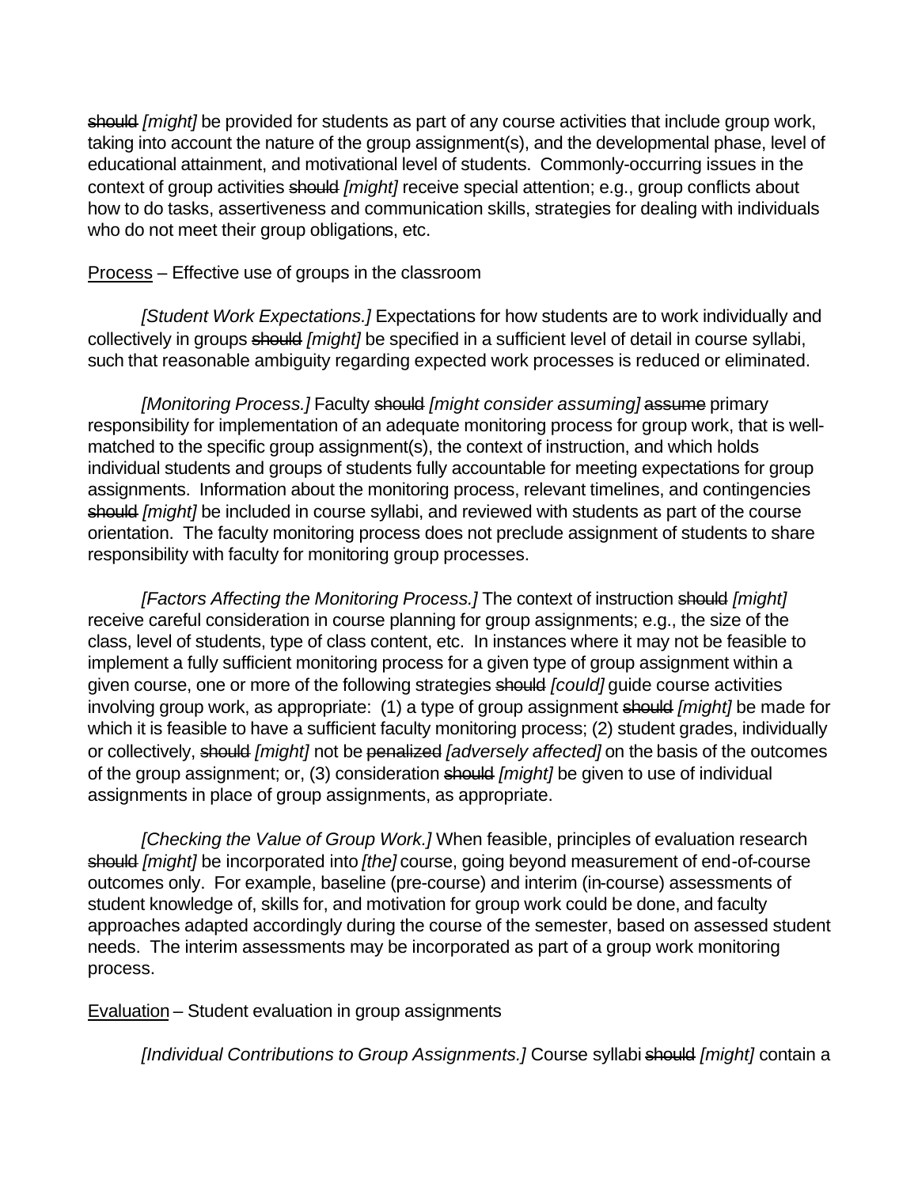~~should~~ *[might]* be provided for students as part of any course activities that include group work, taking into account the nature of the group assignment(s), and the developmental phase, level of educational attainment, and motivational level of students. Commonly-occurring issues in the context of group activities ~~should~~ *[might]* receive special attention; e.g., group conflicts about how to do tasks, assertiveness and communication skills, strategies for dealing with individuals who do not meet their group obligations, etc.

<u>Process</u> – Effective use of groups in the classroom

*[Student Work Expectations.]* Expectations for how students are to work individually and collectively in groups ~~should~~ *[might]* be specified in a sufficient level of detail in course syllabi, such that reasonable ambiguity regarding expected work processes is reduced or eliminated.

*[Monitoring Process.]* Faculty ~~should~~ *[might consider assuming]* ~~assume~~ primary responsibility for implementation of an adequate monitoring process for group work, that is well-matched to the specific group assignment(s), the context of instruction, and which holds individual students and groups of students fully accountable for meeting expectations for group assignments. Information about the monitoring process, relevant timelines, and contingencies ~~should~~ *[might]* be included in course syllabi, and reviewed with students as part of the course orientation. The faculty monitoring process does not preclude assignment of students to share responsibility with faculty for monitoring group processes.

*[Factors Affecting the Monitoring Process.]* The context of instruction ~~should~~ *[might]* receive careful consideration in course planning for group assignments; e.g., the size of the class, level of students, type of class content, etc. In instances where it may not be feasible to implement a fully sufficient monitoring process for a given type of group assignment within a given course, one or more of the following strategies ~~should~~ *[could]* guide course activities involving group work, as appropriate: (1) a type of group assignment ~~should~~ *[might]* be made for which it is feasible to have a sufficient faculty monitoring process; (2) student grades, individually or collectively, ~~should~~ *[might]* not be ~~penalized~~ *[adversely affected]* on the basis of the outcomes of the group assignment; or, (3) consideration ~~should~~ *[might]* be given to use of individual assignments in place of group assignments, as appropriate.

*[Checking the Value of Group Work.]* When feasible, principles of evaluation research ~~should~~ *[might]* be incorporated into *[the]* course, going beyond measurement of end-of-course outcomes only. For example, baseline (pre-course) and interim (in-course) assessments of student knowledge of, skills for, and motivation for group work could be done, and faculty approaches adapted accordingly during the course of the semester, based on assessed student needs. The interim assessments may be incorporated as part of a group work monitoring process.

<u>Evaluation</u> – Student evaluation in group assignments

*[Individual Contributions to Group Assignments.]* Course syllabi ~~should~~ *[might]* contain a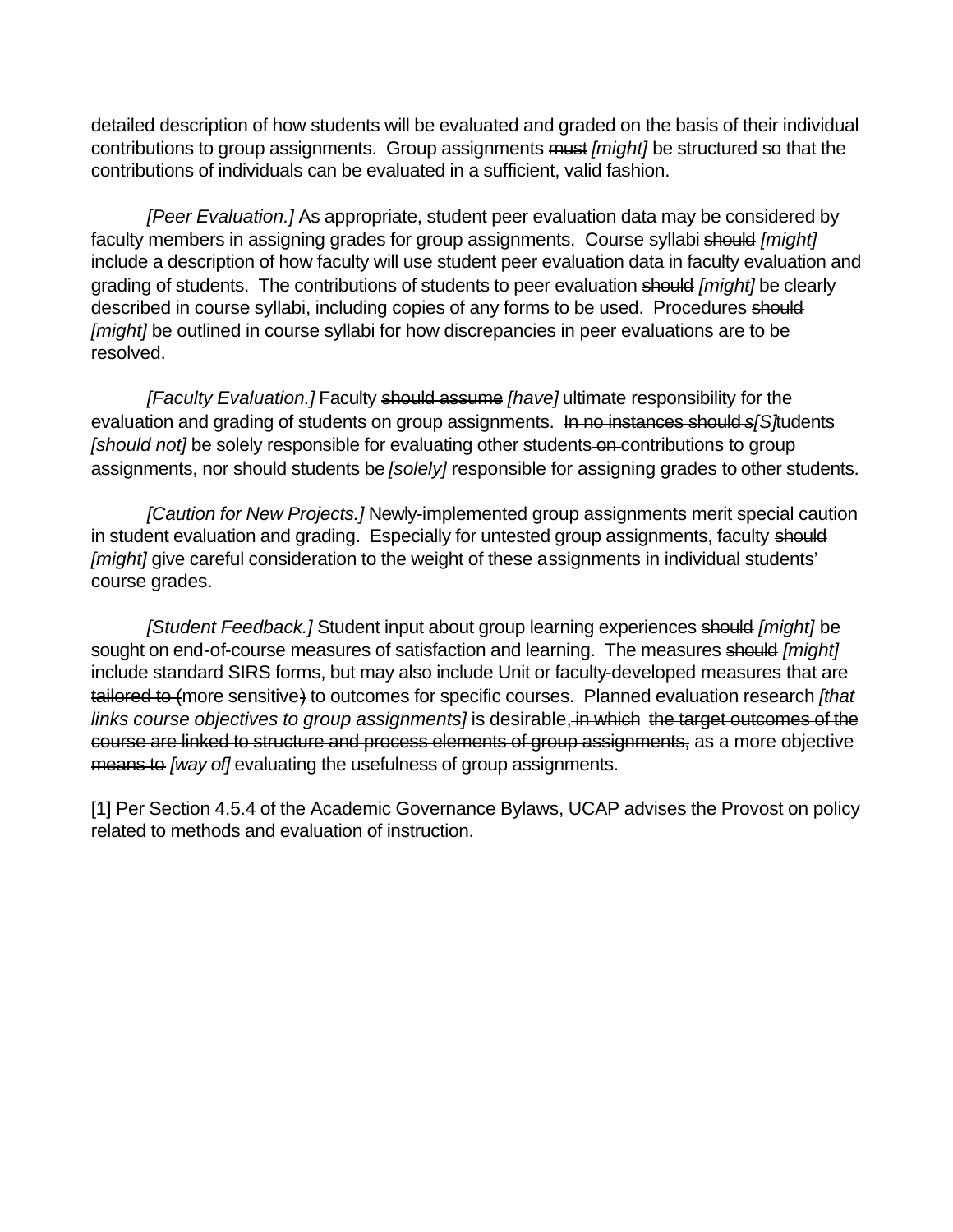detailed description of how students will be evaluated and graded on the basis of their individual contributions to group assignments. Group assignments ~~must~~ *[might]* be structured so that the contributions of individuals can be evaluated in a sufficient, valid fashion.

*[Peer Evaluation.]* As appropriate, student peer evaluation data may be considered by faculty members in assigning grades for group assignments. Course syllabi ~~should~~ *[might]* include a description of how faculty will use student peer evaluation data in faculty evaluation and grading of students. The contributions of students to peer evaluation ~~should~~ *[might]* be clearly described in course syllabi, including copies of any forms to be used. Procedures ~~should~~ *[might]* be outlined in course syllabi for how discrepancies in peer evaluations are to be resolved.

*[Faculty Evaluation.]* Faculty ~~should assume~~ *[have]* ultimate responsibility for the evaluation and grading of students on group assignments. ~~In no instances should s~~*[S]*tudents *[should not]* be solely responsible for evaluating other students~~ on~~ contributions to group assignments, nor should students be *[solely]* responsible for assigning grades to other students.

*[Caution for New Projects.]* Newly-implemented group assignments merit special caution in student evaluation and grading. Especially for untested group assignments, faculty ~~should~~ *[might]* give careful consideration to the weight of these assignments in individual students' course grades.

*[Student Feedback.]* Student input about group learning experiences ~~should~~ *[might]* be sought on end-of-course measures of satisfaction and learning. The measures ~~should~~ *[might]* include standard SIRS forms, but may also include Unit or faculty-developed measures that are ~~tailored to (~~more sensitive~~)~~ to outcomes for specific courses. Planned evaluation research *[that links course objectives to group assignments]* is desirable~~, in which the target outcomes of the course are linked to structure and process elements of group assignments,~~ as a more objective ~~means to~~ *[way of]* evaluating the usefulness of group assignments.

[1] Per Section 4.5.4 of the Academic Governance Bylaws, UCAP advises the Provost on policy related to methods and evaluation of instruction.